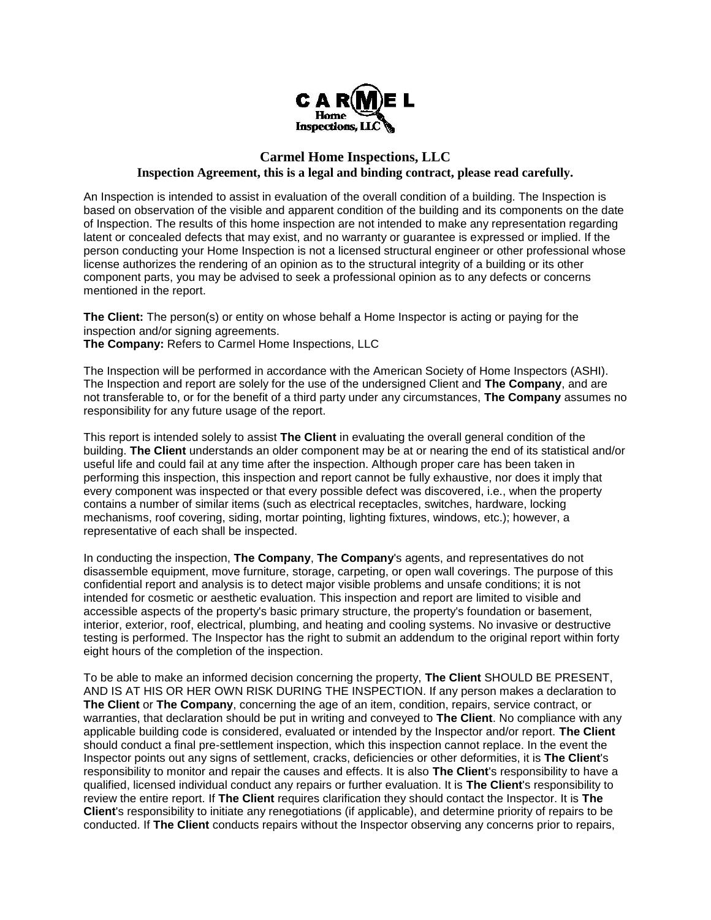# Carmel Home Inspections, LLC

## Inspection Agreement, this is a legal and binding contract, please read carefully.

An Inspection is intended to assist in evaluation of the overall condition of a building. The Inspection is based on observation of the visible and apparent condition of the building and its components on the date of Inspection. The results of this home inspection are not intended to make any representation regarding latent or concealed defects that may exist, and no warranty or guarantee is expressed or implied. If the person conducting your Home Inspection is not a licensed structural engineer or other professional whose license authorizes the rendering of an opinion as to the structural integrity of a building or its other component parts, you may be advised to seek a professional opinion as to any defects or concerns mentioned in the report.

**The Client:** The person(s) or entity on whose behalf a Home Inspector is acting or paying for the inspection and/or signing agreements.
**The Company:** Refers to Carmel Home Inspections, LLC

The Inspection will be performed in accordance with the American Society of Home Inspectors (ASHI). The Inspection and report are solely for the use of the undersigned Client and **The Company**, and are not transferable to, or for the benefit of a third party under any circumstances, **The Company** assumes no responsibility for any future usage of the report.

This report is intended solely to assist **The Client** in evaluating the overall general condition of the building. **The Client** understands an older component may be at or nearing the end of its statistical and/or useful life and could fail at any time after the inspection. Although proper care has been taken in performing this inspection, this inspection and report cannot be fully exhaustive, nor does it imply that every component was inspected or that every possible defect was discovered, i.e., when the property contains a number of similar items (such as electrical receptacles, switches, hardware, locking mechanisms, roof covering, siding, mortar pointing, lighting fixtures, windows, etc.); however, a representative of each shall be inspected.

In conducting the inspection, **The Company**, **The Company**'s agents, and representatives do not disassemble equipment, move furniture, storage, carpeting, or open wall coverings. The purpose of this confidential report and analysis is to detect major visible problems and unsafe conditions; it is not intended for cosmetic or aesthetic evaluation. This inspection and report are limited to visible and accessible aspects of the property's basic primary structure, the property's foundation or basement, interior, exterior, roof, electrical, plumbing, and heating and cooling systems. No invasive or destructive testing is performed. The Inspector has the right to submit an addendum to the original report within forty eight hours of the completion of the inspection.

To be able to make an informed decision concerning the property, **The Client** SHOULD BE PRESENT, AND IS AT HIS OR HER OWN RISK DURING THE INSPECTION. If any person makes a declaration to **The Client** or **The Company**, concerning the age of an item, condition, repairs, service contract, or warranties, that declaration should be put in writing and conveyed to **The Client**. No compliance with any applicable building code is considered, evaluated or intended by the Inspector and/or report. **The Client** should conduct a final pre-settlement inspection, which this inspection cannot replace. In the event the Inspector points out any signs of settlement, cracks, deficiencies or other deformities, it is **The Client**'s responsibility to monitor and repair the causes and effects. It is also **The Client**'s responsibility to have a qualified, licensed individual conduct any repairs or further evaluation. It is **The Client**'s responsibility to review the entire report. If **The Client** requires clarification they should contact the Inspector. It is **The Client**'s responsibility to initiate any renegotiations (if applicable), and determine priority of repairs to be conducted. If **The Client** conducts repairs without the Inspector observing any concerns prior to repairs,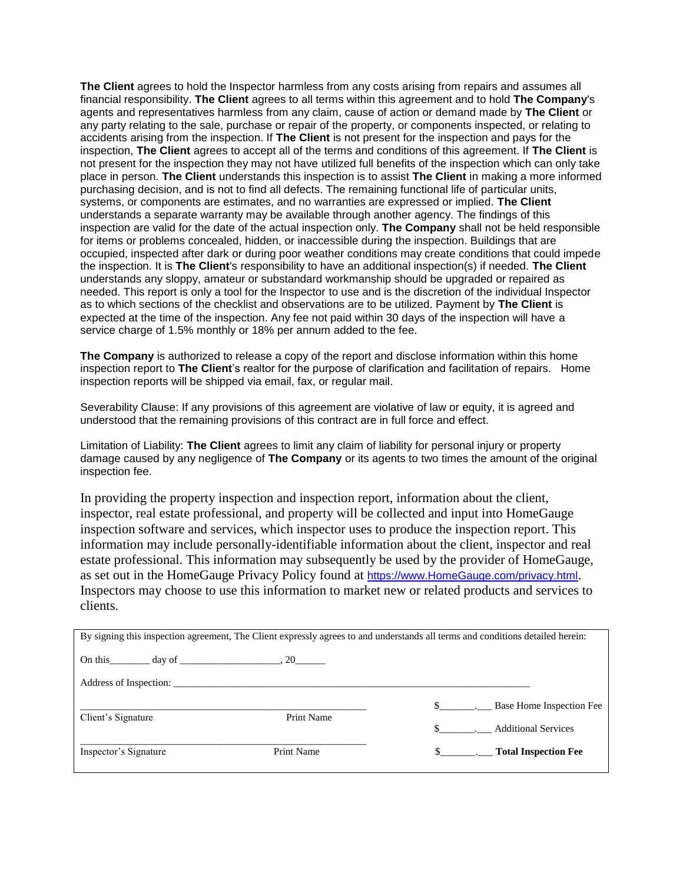**The Client** agrees to hold the Inspector harmless from any costs arising from repairs and assumes all financial responsibility. **The Client** agrees to all terms within this agreement and to hold **The Company**'s agents and representatives harmless from any claim, cause of action or demand made by **The Client** or any party relating to the sale, purchase or repair of the property, or components inspected, or relating to accidents arising from the inspection. If **The Client** is not present for the inspection and pays for the inspection, **The Client** agrees to accept all of the terms and conditions of this agreement. If **The Client** is not present for the inspection they may not have utilized full benefits of the inspection which can only take place in person. **The Client** understands this inspection is to assist **The Client** in making a more informed purchasing decision, and is not to find all defects. The remaining functional life of particular units, systems, or components are estimates, and no warranties are expressed or implied. **The Client** understands a separate warranty may be available through another agency. The findings of this inspection are valid for the date of the actual inspection only. **The Company** shall not be held responsible for items or problems concealed, hidden, or inaccessible during the inspection. Buildings that are occupied, inspected after dark or during poor weather conditions may create conditions that could impede the inspection. It is **The Client**'s responsibility to have an additional inspection(s) if needed. **The Client** understands any sloppy, amateur or substandard workmanship should be upgraded or repaired as needed. This report is only a tool for the Inspector to use and is the discretion of the individual Inspector as to which sections of the checklist and observations are to be utilized. Payment by **The Client** is expected at the time of the inspection. Any fee not paid within 30 days of the inspection will have a service charge of 1.5% monthly or 18% per annum added to the fee.

**The Company** is authorized to release a copy of the report and disclose information within this home inspection report to **The Client**'s realtor for the purpose of clarification and facilitation of repairs. Home inspection reports will be shipped via email, fax, or regular mail.

Severability Clause: If any provisions of this agreement are violative of law or equity, it is agreed and understood that the remaining provisions of this contract are in full force and effect.

Limitation of Liability: **The Client** agrees to limit any claim of liability for personal injury or property damage caused by any negligence of **The Company** or its agents to two times the amount of the original inspection fee.

In providing the property inspection and inspection report, information about the client, inspector, real estate professional, and property will be collected and input into HomeGauge inspection software and services, which inspector uses to produce the inspection report. This information may include personally-identifiable information about the client, inspector and real estate professional. This information may subsequently be used by the provider of HomeGauge, as set out in the HomeGauge Privacy Policy found at https://www.HomeGauge.com/privacy.html. Inspectors may choose to use this information to market new or related products and services to clients.

By signing this inspection agreement, The Client expressly agrees to and understands all terms and conditions detailed herein:

On this________ day of ____________________, 20______

Address of Inspection: ________________________________________________________________________

______________________________________________ $_______.___ Base Home Inspection Fee

Client's Signature Print Name

$_______.___ Additional Services

______________________________________________

Inspector's Signature Print Name $_______.___ **Total Inspection Fee**